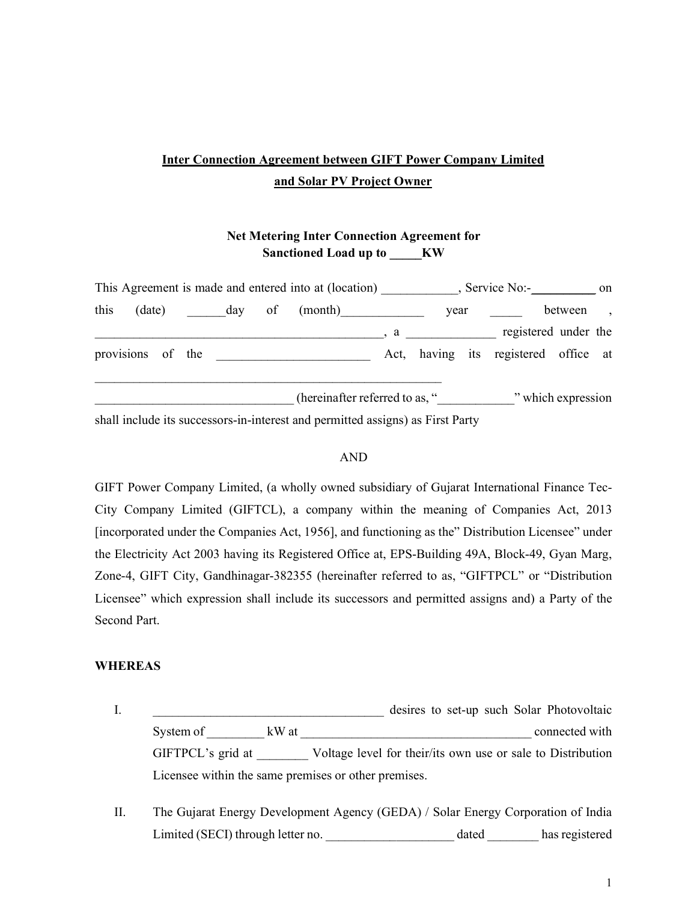**Inter Connection Agreement between GIFT Power Company Limited and Solar PV Project Owner**

**Net Metering Inter Connection Agreement for Sanctioned Load up to _____KW**

This Agreement is made and entered into at (location) ____________, Service No:-__________ on this (date) ______day of (month)_____________ year _____ between , _____________________________________________, a ______________ registered under the provisions of the ________________________ Act, having its registered office at _________________________________________________________

_______________________________ (hereinafter referred to as, "____________" which expression shall include its successors-in-interest and permitted assigns) as First Party

AND

GIFT Power Company Limited, (a wholly owned subsidiary of Gujarat International Finance Tec-City Company Limited (GIFTCL), a company within the meaning of Companies Act, 2013 [incorporated under the Companies Act, 1956], and functioning as the" Distribution Licensee" under the Electricity Act 2003 having its Registered Office at, EPS-Building 49A, Block-49, Gyan Marg, Zone-4, GIFT City, Gandhinagar-382355 (hereinafter referred to as, "GIFTPCL" or "Distribution Licensee" which expression shall include its successors and permitted assigns and) a Party of the Second Part.

**WHEREAS**

I. ______________________________________ desires to set-up such Solar Photovoltaic System of _________ kW at _____________________________________ connected with GIFTPCL's grid at ________ Voltage level for their/its own use or sale to Distribution Licensee within the same premises or other premises.

II. The Gujarat Energy Development Agency (GEDA) / Solar Energy Corporation of India Limited (SECI) through letter no. ____________________ dated ________ has registered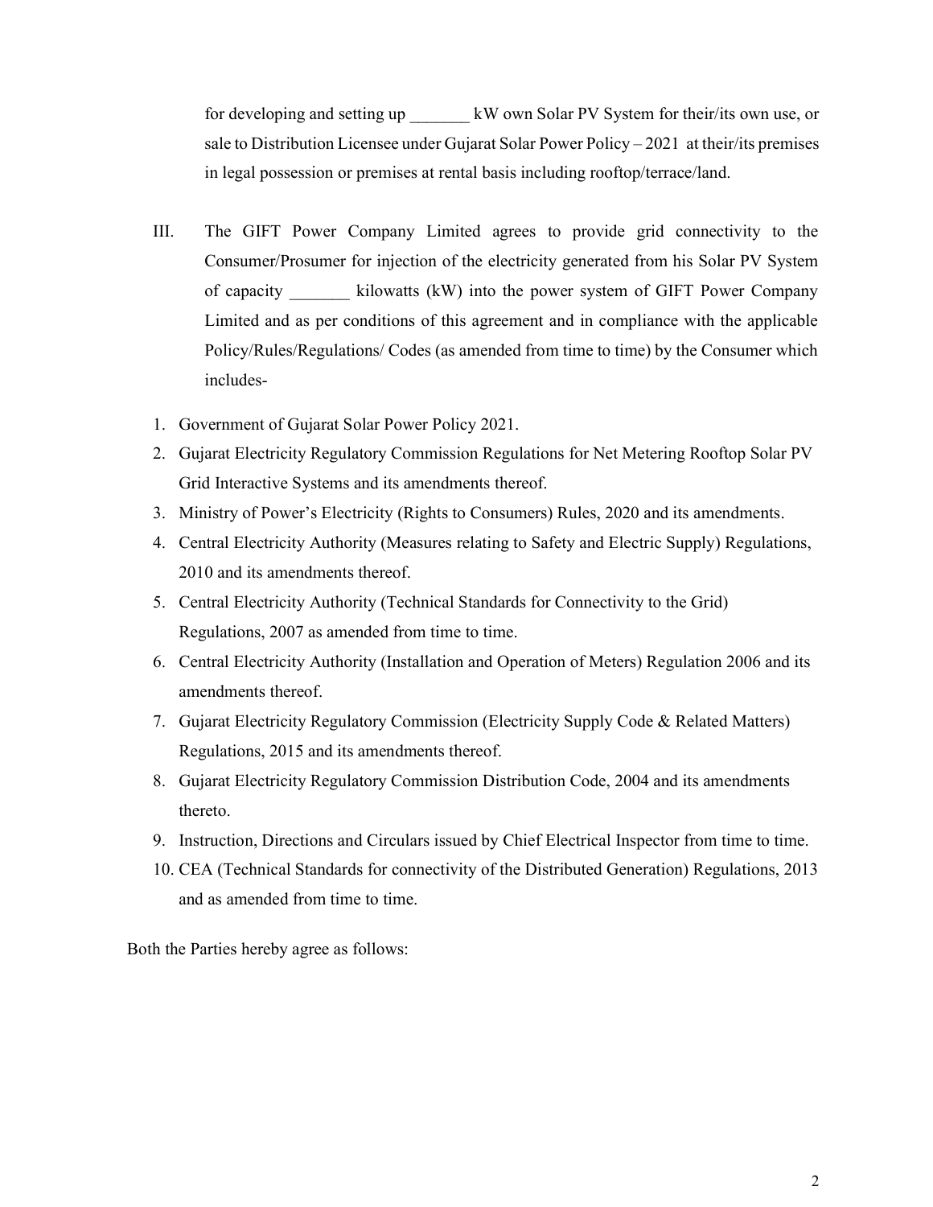for developing and setting up _______ kW own Solar PV System for their/its own use, or sale to Distribution Licensee under Gujarat Solar Power Policy – 2021 at their/its premises in legal possession or premises at rental basis including rooftop/terrace/land.

III. The GIFT Power Company Limited agrees to provide grid connectivity to the Consumer/Prosumer for injection of the electricity generated from his Solar PV System of capacity _______ kilowatts (kW) into the power system of GIFT Power Company Limited and as per conditions of this agreement and in compliance with the applicable Policy/Rules/Regulations/ Codes (as amended from time to time) by the Consumer which includes-

1. Government of Gujarat Solar Power Policy 2021.
2. Gujarat Electricity Regulatory Commission Regulations for Net Metering Rooftop Solar PV Grid Interactive Systems and its amendments thereof.
3. Ministry of Power's Electricity (Rights to Consumers) Rules, 2020 and its amendments.
4. Central Electricity Authority (Measures relating to Safety and Electric Supply) Regulations, 2010 and its amendments thereof.
5. Central Electricity Authority (Technical Standards for Connectivity to the Grid) Regulations, 2007 as amended from time to time.
6. Central Electricity Authority (Installation and Operation of Meters) Regulation 2006 and its amendments thereof.
7. Gujarat Electricity Regulatory Commission (Electricity Supply Code & Related Matters) Regulations, 2015 and its amendments thereof.
8. Gujarat Electricity Regulatory Commission Distribution Code, 2004 and its amendments thereto.
9. Instruction, Directions and Circulars issued by Chief Electrical Inspector from time to time.
10. CEA (Technical Standards for connectivity of the Distributed Generation) Regulations, 2013 and as amended from time to time.

Both the Parties hereby agree as follows: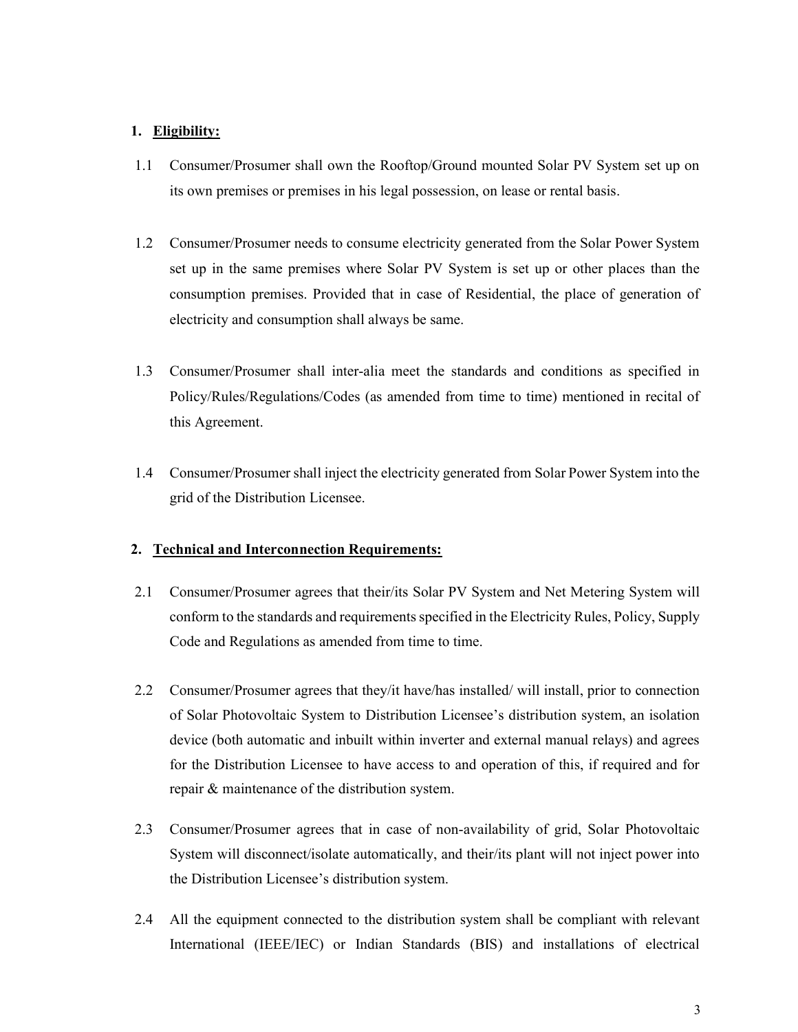## 1. Eligibility:

1.1 Consumer/Prosumer shall own the Rooftop/Ground mounted Solar PV System set up on its own premises or premises in his legal possession, on lease or rental basis.

1.2 Consumer/Prosumer needs to consume electricity generated from the Solar Power System set up in the same premises where Solar PV System is set up or other places than the consumption premises. Provided that in case of Residential, the place of generation of electricity and consumption shall always be same.

1.3 Consumer/Prosumer shall inter-alia meet the standards and conditions as specified in Policy/Rules/Regulations/Codes (as amended from time to time) mentioned in recital of this Agreement.

1.4 Consumer/Prosumer shall inject the electricity generated from Solar Power System into the grid of the Distribution Licensee.

## 2. Technical and Interconnection Requirements:

2.1 Consumer/Prosumer agrees that their/its Solar PV System and Net Metering System will conform to the standards and requirements specified in the Electricity Rules, Policy, Supply Code and Regulations as amended from time to time.

2.2 Consumer/Prosumer agrees that they/it have/has installed/ will install, prior to connection of Solar Photovoltaic System to Distribution Licensee's distribution system, an isolation device (both automatic and inbuilt within inverter and external manual relays) and agrees for the Distribution Licensee to have access to and operation of this, if required and for repair & maintenance of the distribution system.

2.3 Consumer/Prosumer agrees that in case of non-availability of grid, Solar Photovoltaic System will disconnect/isolate automatically, and their/its plant will not inject power into the Distribution Licensee's distribution system.

2.4 All the equipment connected to the distribution system shall be compliant with relevant International (IEEE/IEC) or Indian Standards (BIS) and installations of electrical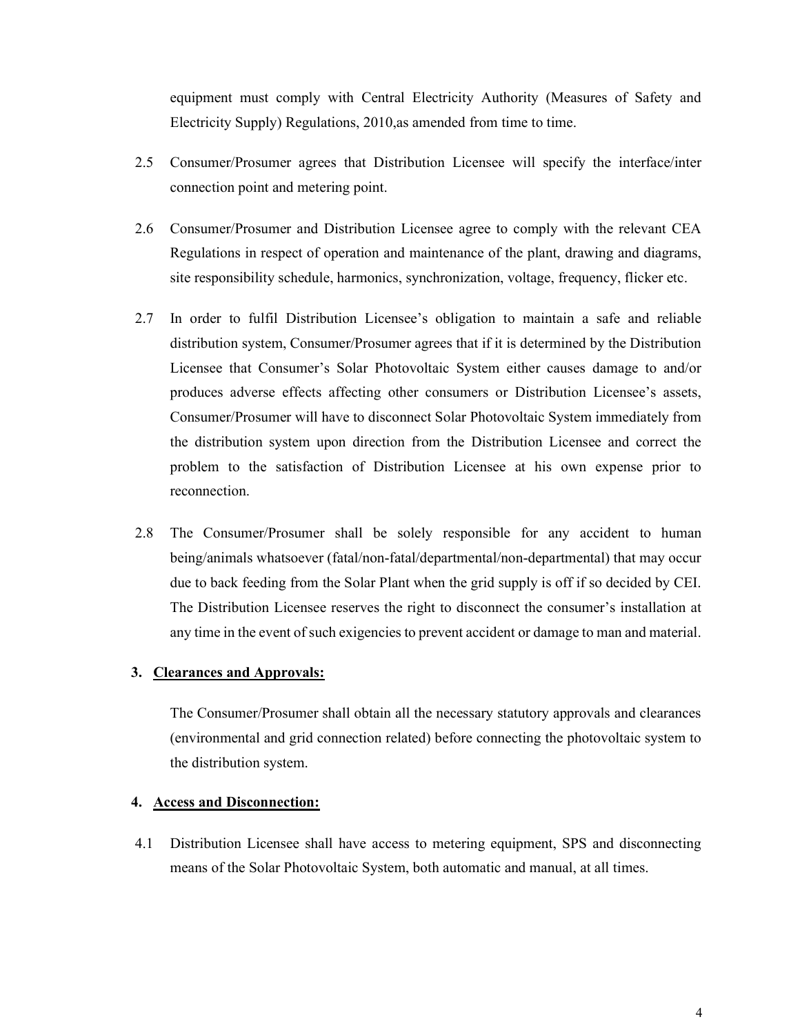equipment must comply with Central Electricity Authority (Measures of Safety and Electricity Supply) Regulations, 2010,as amended from time to time.

2.5 Consumer/Prosumer agrees that Distribution Licensee will specify the interface/inter connection point and metering point.

2.6 Consumer/Prosumer and Distribution Licensee agree to comply with the relevant CEA Regulations in respect of operation and maintenance of the plant, drawing and diagrams, site responsibility schedule, harmonics, synchronization, voltage, frequency, flicker etc.

2.7 In order to fulfil Distribution Licensee's obligation to maintain a safe and reliable distribution system, Consumer/Prosumer agrees that if it is determined by the Distribution Licensee that Consumer's Solar Photovoltaic System either causes damage to and/or produces adverse effects affecting other consumers or Distribution Licensee's assets, Consumer/Prosumer will have to disconnect Solar Photovoltaic System immediately from the distribution system upon direction from the Distribution Licensee and correct the problem to the satisfaction of Distribution Licensee at his own expense prior to reconnection.

2.8 The Consumer/Prosumer shall be solely responsible for any accident to human being/animals whatsoever (fatal/non-fatal/departmental/non-departmental) that may occur due to back feeding from the Solar Plant when the grid supply is off if so decided by CEI. The Distribution Licensee reserves the right to disconnect the consumer's installation at any time in the event of such exigencies to prevent accident or damage to man and material.

## 3. Clearances and Approvals:

The Consumer/Prosumer shall obtain all the necessary statutory approvals and clearances (environmental and grid connection related) before connecting the photovoltaic system to the distribution system.

## 4. Access and Disconnection:

4.1 Distribution Licensee shall have access to metering equipment, SPS and disconnecting means of the Solar Photovoltaic System, both automatic and manual, at all times.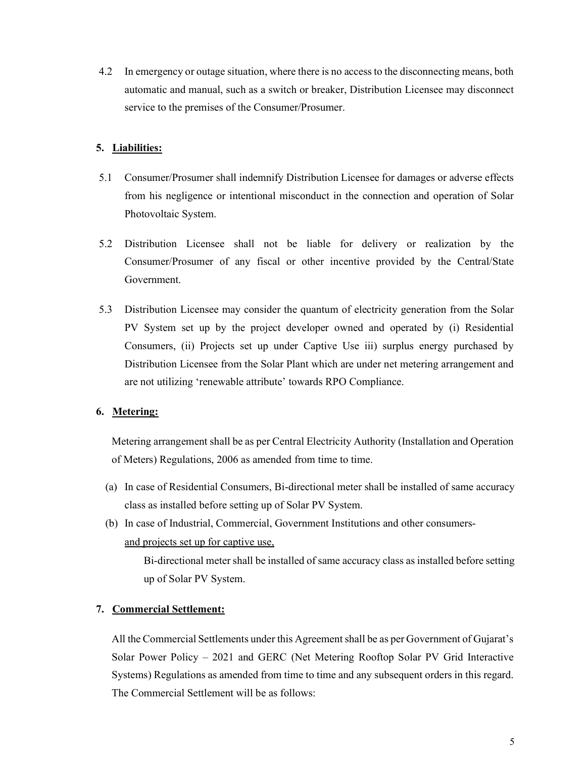4.2 In emergency or outage situation, where there is no access to the disconnecting means, both automatic and manual, such as a switch or breaker, Distribution Licensee may disconnect service to the premises of the Consumer/Prosumer.

## 5. Liabilities:

5.1 Consumer/Prosumer shall indemnify Distribution Licensee for damages or adverse effects from his negligence or intentional misconduct in the connection and operation of Solar Photovoltaic System.

5.2 Distribution Licensee shall not be liable for delivery or realization by the Consumer/Prosumer of any fiscal or other incentive provided by the Central/State Government.

5.3 Distribution Licensee may consider the quantum of electricity generation from the Solar PV System set up by the project developer owned and operated by (i) Residential Consumers, (ii) Projects set up under Captive Use iii) surplus energy purchased by Distribution Licensee from the Solar Plant which are under net metering arrangement and are not utilizing 'renewable attribute' towards RPO Compliance.

## 6. Metering:

Metering arrangement shall be as per Central Electricity Authority (Installation and Operation of Meters) Regulations, 2006 as amended from time to time.

(a) In case of Residential Consumers, Bi-directional meter shall be installed of same accuracy class as installed before setting up of Solar PV System.

(b) In case of Industrial, Commercial, Government Institutions and other consumers- <u>and projects set up for captive use,</u>

Bi-directional meter shall be installed of same accuracy class as installed before setting up of Solar PV System.

## 7. Commercial Settlement:

All the Commercial Settlements under this Agreement shall be as per Government of Gujarat's Solar Power Policy – 2021 and GERC (Net Metering Rooftop Solar PV Grid Interactive Systems) Regulations as amended from time to time and any subsequent orders in this regard. The Commercial Settlement will be as follows: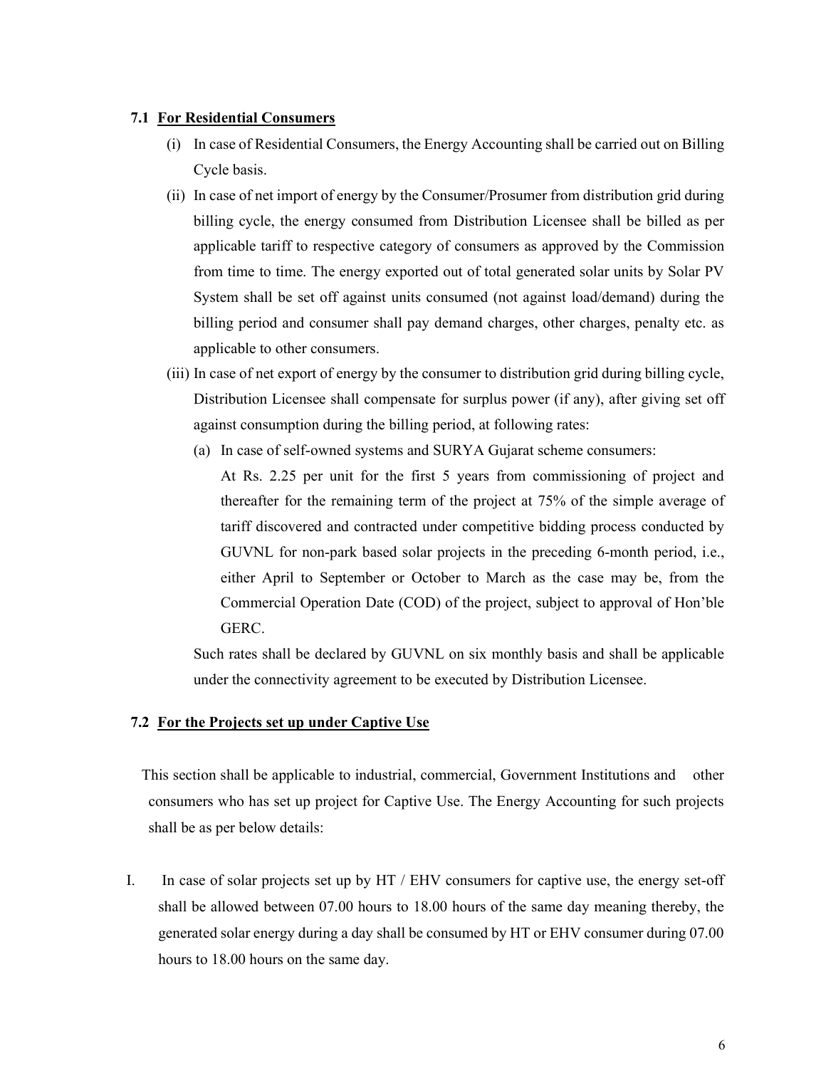### 7.1 For Residential Consumers

(i) In case of Residential Consumers, the Energy Accounting shall be carried out on Billing Cycle basis.

(ii) In case of net import of energy by the Consumer/Prosumer from distribution grid during billing cycle, the energy consumed from Distribution Licensee shall be billed as per applicable tariff to respective category of consumers as approved by the Commission from time to time. The energy exported out of total generated solar units by Solar PV System shall be set off against units consumed (not against load/demand) during the billing period and consumer shall pay demand charges, other charges, penalty etc. as applicable to other consumers.

(iii) In case of net export of energy by the consumer to distribution grid during billing cycle, Distribution Licensee shall compensate for surplus power (if any), after giving set off against consumption during the billing period, at following rates:

(a) In case of self-owned systems and SURYA Gujarat scheme consumers:

At Rs. 2.25 per unit for the first 5 years from commissioning of project and thereafter for the remaining term of the project at 75% of the simple average of tariff discovered and contracted under competitive bidding process conducted by GUVNL for non-park based solar projects in the preceding 6-month period, i.e., either April to September or October to March as the case may be, from the Commercial Operation Date (COD) of the project, subject to approval of Hon'ble GERC.

Such rates shall be declared by GUVNL on six monthly basis and shall be applicable under the connectivity agreement to be executed by Distribution Licensee.

### 7.2 For the Projects set up under Captive Use

This section shall be applicable to industrial, commercial, Government Institutions and other consumers who has set up project for Captive Use. The Energy Accounting for such projects shall be as per below details:

I. In case of solar projects set up by HT / EHV consumers for captive use, the energy set-off shall be allowed between 07.00 hours to 18.00 hours of the same day meaning thereby, the generated solar energy during a day shall be consumed by HT or EHV consumer during 07.00 hours to 18.00 hours on the same day.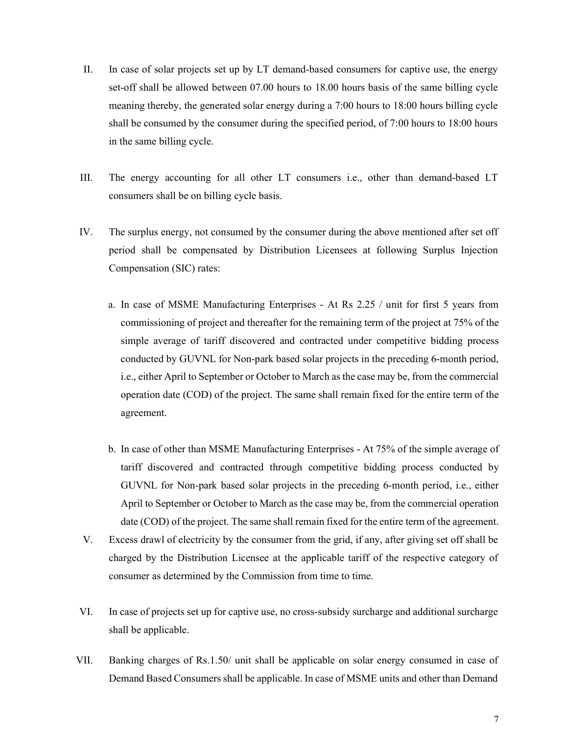II. In case of solar projects set up by LT demand-based consumers for captive use, the energy set-off shall be allowed between 07.00 hours to 18.00 hours basis of the same billing cycle meaning thereby, the generated solar energy during a 7:00 hours to 18:00 hours billing cycle shall be consumed by the consumer during the specified period, of 7:00 hours to 18:00 hours in the same billing cycle.

III. The energy accounting for all other LT consumers i.e., other than demand-based LT consumers shall be on billing cycle basis.

IV. The surplus energy, not consumed by the consumer during the above mentioned after set off period shall be compensated by Distribution Licensees at following Surplus Injection Compensation (SIC) rates:

   a. In case of MSME Manufacturing Enterprises - At Rs 2.25 / unit for first 5 years from commissioning of project and thereafter for the remaining term of the project at 75% of the simple average of tariff discovered and contracted under competitive bidding process conducted by GUVNL for Non-park based solar projects in the preceding 6-month period, i.e., either April to September or October to March as the case may be, from the commercial operation date (COD) of the project. The same shall remain fixed for the entire term of the agreement.

   b. In case of other than MSME Manufacturing Enterprises - At 75% of the simple average of tariff discovered and contracted through competitive bidding process conducted by GUVNL for Non-park based solar projects in the preceding 6-month period, i.e., either April to September or October to March as the case may be, from the commercial operation date (COD) of the project. The same shall remain fixed for the entire term of the agreement.

V. Excess drawl of electricity by the consumer from the grid, if any, after giving set off shall be charged by the Distribution Licensee at the applicable tariff of the respective category of consumer as determined by the Commission from time to time.

VI. In case of projects set up for captive use, no cross-subsidy surcharge and additional surcharge shall be applicable.

VII. Banking charges of Rs.1.50/ unit shall be applicable on solar energy consumed in case of Demand Based Consumers shall be applicable. In case of MSME units and other than Demand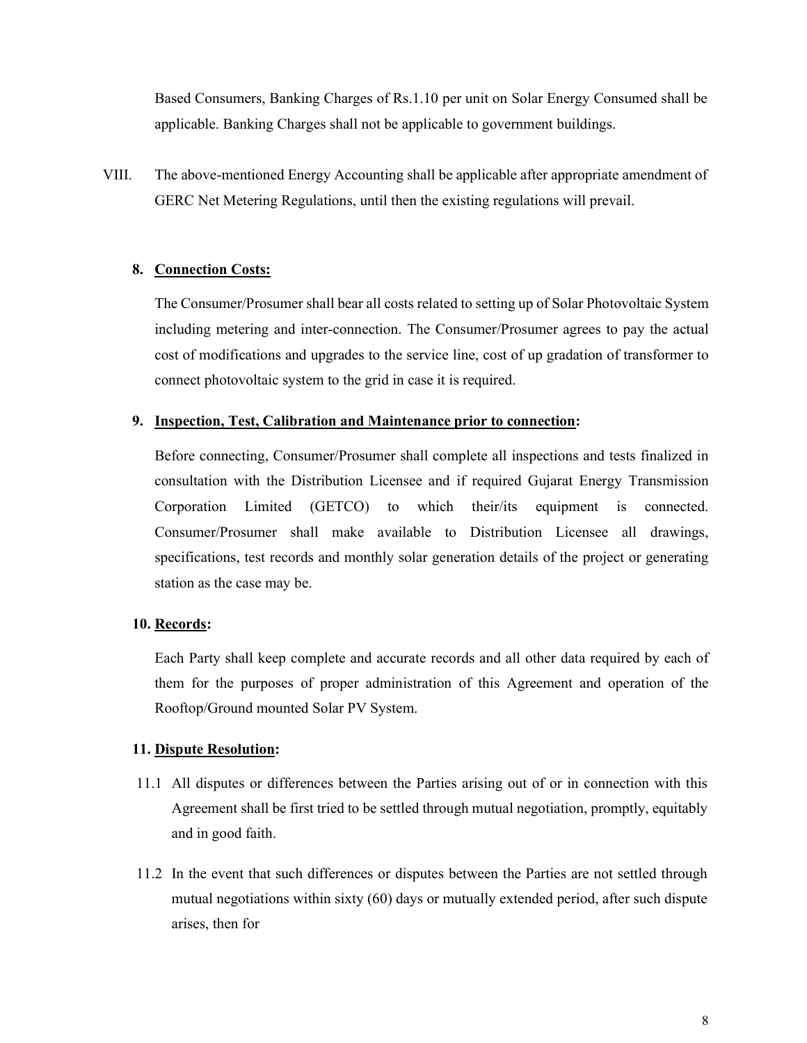Based Consumers, Banking Charges of Rs.1.10 per unit on Solar Energy Consumed shall be applicable. Banking Charges shall not be applicable to government buildings.

VIII. The above-mentioned Energy Accounting shall be applicable after appropriate amendment of GERC Net Metering Regulations, until then the existing regulations will prevail.

**8. <u>Connection Costs:</u>**

The Consumer/Prosumer shall bear all costs related to setting up of Solar Photovoltaic System including metering and inter-connection. The Consumer/Prosumer agrees to pay the actual cost of modifications and upgrades to the service line, cost of up gradation of transformer to connect photovoltaic system to the grid in case it is required.

**9. <u>Inspection, Test, Calibration and Maintenance prior to connection</u>:**

Before connecting, Consumer/Prosumer shall complete all inspections and tests finalized in consultation with the Distribution Licensee and if required Gujarat Energy Transmission Corporation Limited (GETCO) to which their/its equipment is connected. Consumer/Prosumer shall make available to Distribution Licensee all drawings, specifications, test records and monthly solar generation details of the project or generating station as the case may be.

**10. <u>Records</u>:**

Each Party shall keep complete and accurate records and all other data required by each of them for the purposes of proper administration of this Agreement and operation of the Rooftop/Ground mounted Solar PV System.

**11. <u>Dispute Resolution</u>:**

11.1 All disputes or differences between the Parties arising out of or in connection with this Agreement shall be first tried to be settled through mutual negotiation, promptly, equitably and in good faith.

11.2 In the event that such differences or disputes between the Parties are not settled through mutual negotiations within sixty (60) days or mutually extended period, after such dispute arises, then for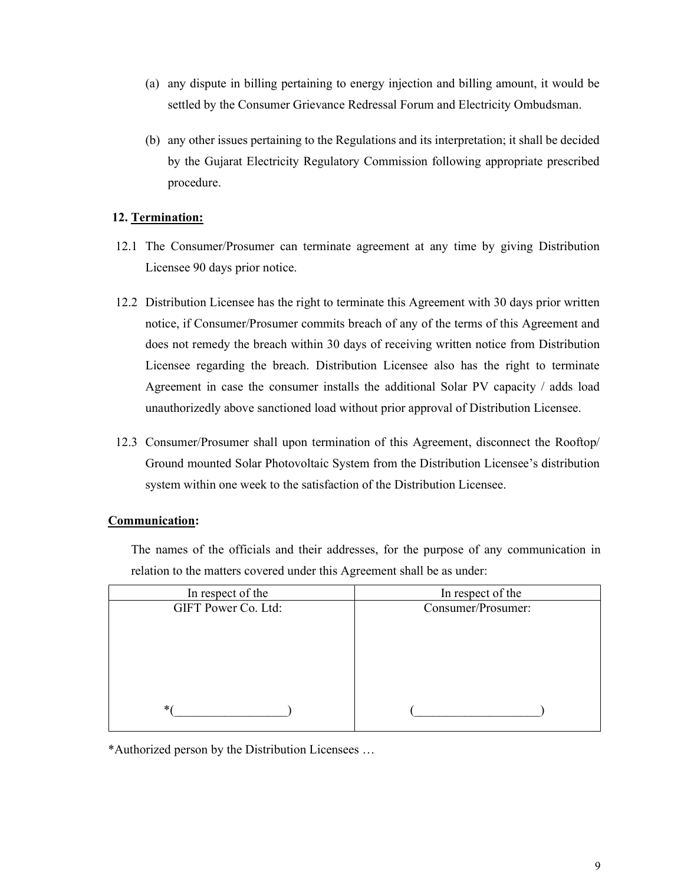(a) any dispute in billing pertaining to energy injection and billing amount, it would be settled by the Consumer Grievance Redressal Forum and Electricity Ombudsman.

(b) any other issues pertaining to the Regulations and its interpretation; it shall be decided by the Gujarat Electricity Regulatory Commission following appropriate prescribed procedure.

**12. <u>Termination:</u>**

12.1 The Consumer/Prosumer can terminate agreement at any time by giving Distribution Licensee 90 days prior notice.

12.2 Distribution Licensee has the right to terminate this Agreement with 30 days prior written notice, if Consumer/Prosumer commits breach of any of the terms of this Agreement and does not remedy the breach within 30 days of receiving written notice from Distribution Licensee regarding the breach. Distribution Licensee also has the right to terminate Agreement in case the consumer installs the additional Solar PV capacity / adds load unauthorizedly above sanctioned load without prior approval of Distribution Licensee.

12.3 Consumer/Prosumer shall upon termination of this Agreement, disconnect the Rooftop/ Ground mounted Solar Photovoltaic System from the Distribution Licensee's distribution system within one week to the satisfaction of the Distribution Licensee.

**<u>Communication</u>:**

The names of the officials and their addresses, for the purpose of any communication in relation to the matters covered under this Agreement shall be as under:

| In respect of the | In respect of the |
|---|---|
| GIFT Power Co. Ltd:<br><br><br><br>*(__________________) | Consumer/Prosumer:<br><br><br><br>(____________________) |

*Authorized person by the Distribution Licensees …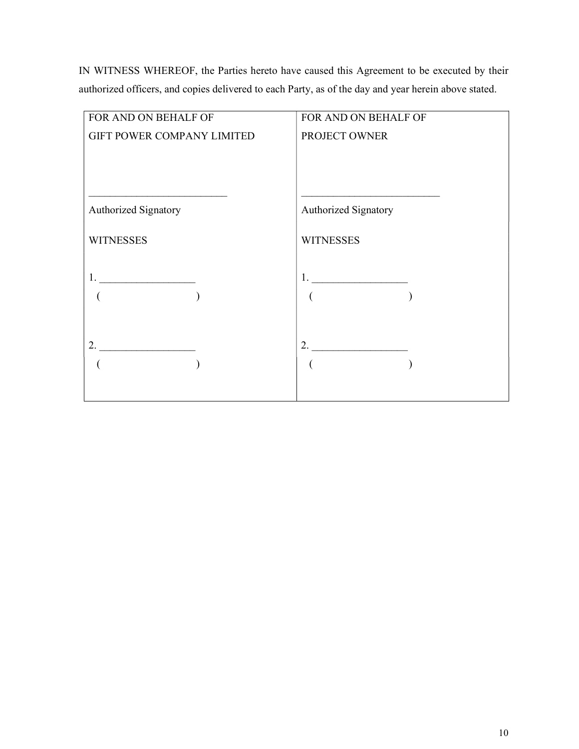IN WITNESS WHEREOF, the Parties hereto have caused this Agreement to be executed by their authorized officers, and copies delivered to each Party, as of the day and year herein above stated.

| | |
|---|---|
| FOR AND ON BEHALF OF<br>GIFT POWER COMPANY LIMITED<br><br><br>___________________________<br>Authorized Signatory<br><br>WITNESSES<br><br>1. __________________<br>(                    )<br><br>2. __________________<br>(                    ) | FOR AND ON BEHALF OF<br>PROJECT OWNER<br><br><br>___________________________<br>Authorized Signatory<br><br>WITNESSES<br><br>1. __________________<br>(                    )<br><br>2. __________________<br>(                    ) |